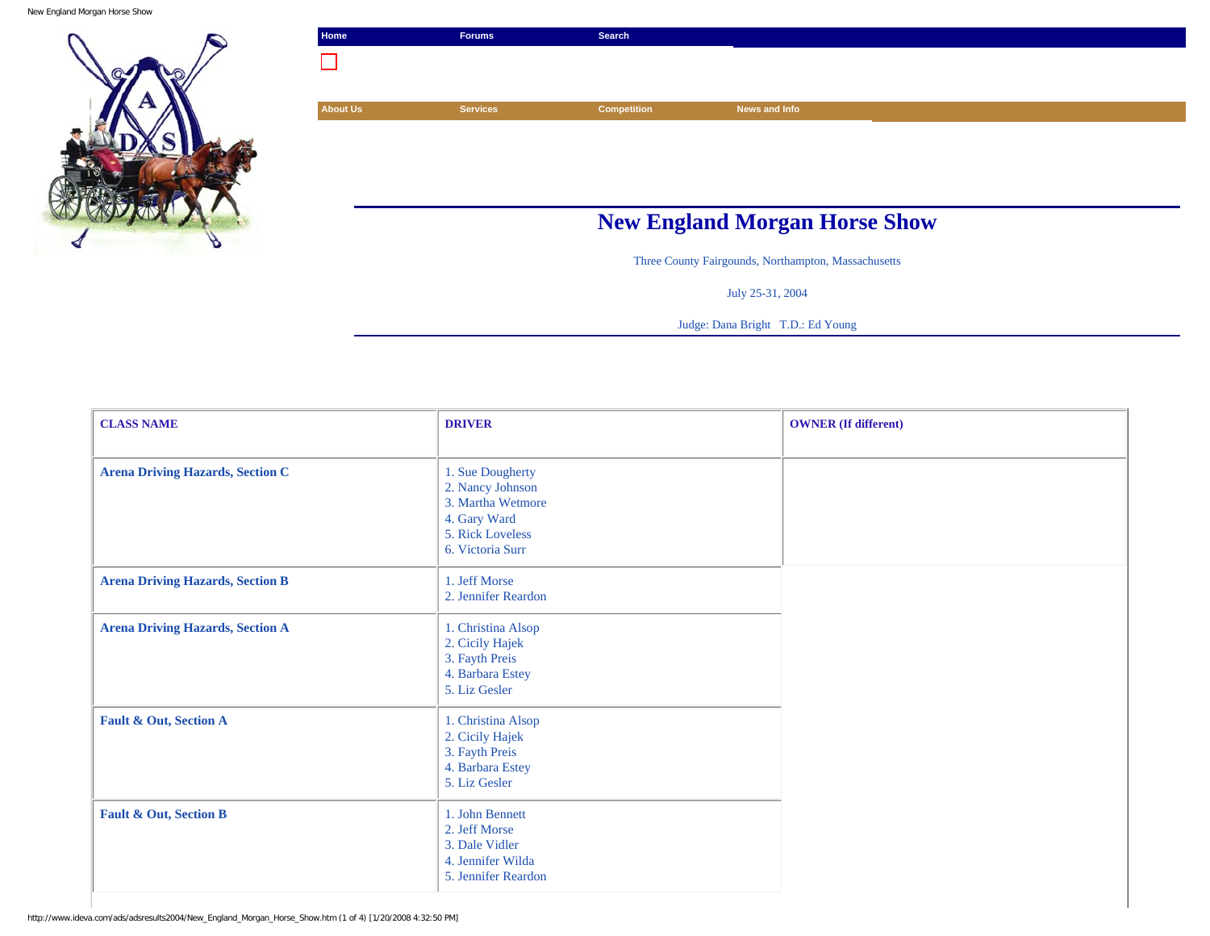Home | Forums | Search

About Us | Services | Competition | News and Info

# New England Morgan Horse Show

Three County Fairgounds, Northampton, Massachusetts

July 25-31, 2004

Judge: Dana Bright   T.D.: Ed Young

| CLASS NAME | DRIVER | OWNER (If different) |
|---|---|---|
| Arena Driving Hazards, Section C | 1. Sue Dougherty<br>2. Nancy Johnson<br>3. Martha Wetmore<br>4. Gary Ward<br>5. Rick Loveless<br>6. Victoria Surr | |
| Arena Driving Hazards, Section B | 1. Jeff Morse<br>2. Jennifer Reardon | |
| Arena Driving Hazards, Section A | 1. Christina Alsop<br>2. Cicily Hajek<br>3. Fayth Preis<br>4. Barbara Estey<br>5. Liz Gesler | |
| Fault & Out, Section A | 1. Christina Alsop<br>2. Cicily Hajek<br>3. Fayth Preis<br>4. Barbara Estey<br>5. Liz Gesler | |
| Fault & Out, Section B | 1. John Bennett<br>2. Jeff Morse<br>3. Dale Vidler<br>4. Jennifer Wilda<br>5. Jennifer Reardon | |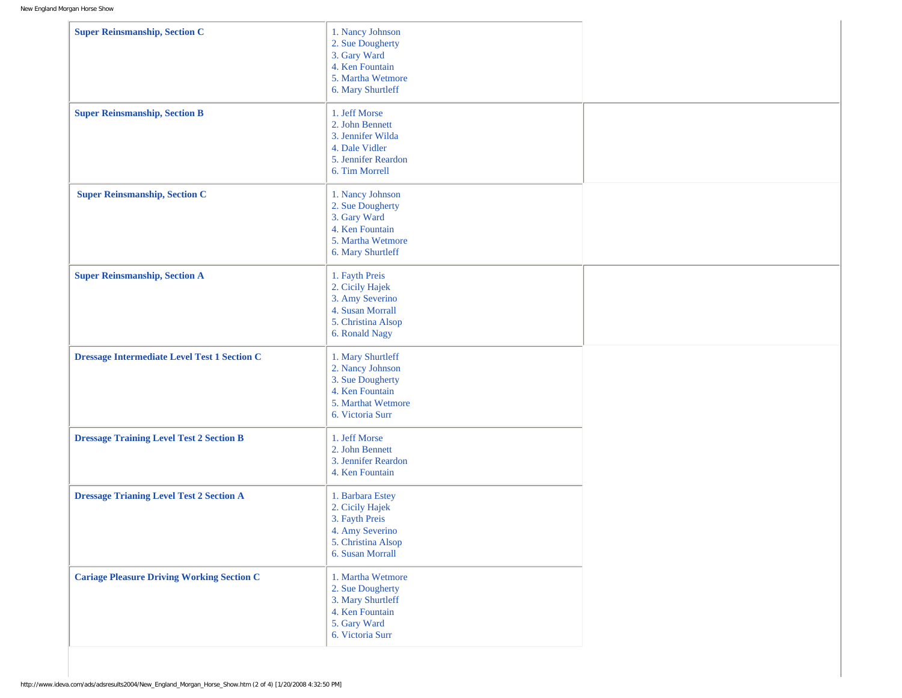| Class | Placings |
| --- | --- |
| **Super Reinsmanship, Section C** | 1. Nancy Johnson<br>2. Sue Dougherty<br>3. Gary Ward<br>4. Ken Fountain<br>5. Martha Wetmore<br>6. Mary Shurtleff |
| **Super Reinsmanship, Section B** | 1. Jeff Morse<br>2. John Bennett<br>3. Jennifer Wilda<br>4. Dale Vidler<br>5. Jennifer Reardon<br>6. Tim Morrell |
| **Super Reinsmanship, Section C** | 1. Nancy Johnson<br>2. Sue Dougherty<br>3. Gary Ward<br>4. Ken Fountain<br>5. Martha Wetmore<br>6. Mary Shurtleff |
| **Super Reinsmanship, Section A** | 1. Fayth Preis<br>2. Cicily Hajek<br>3. Amy Severino<br>4. Susan Morrall<br>5. Christina Alsop<br>6. Ronald Nagy |
| **Dressage Intermediate Level Test 1 Section C** | 1. Mary Shurtleff<br>2. Nancy Johnson<br>3. Sue Dougherty<br>4. Ken Fountain<br>5. Marthat Wetmore<br>6. Victoria Surr |
| **Dressage Training Level Test 2 Section B** | 1. Jeff Morse<br>2. John Bennett<br>3. Jennifer Reardon<br>4. Ken Fountain |
| **Dressage Trianing Level Test 2 Section A** | 1. Barbara Estey<br>2. Cicily Hajek<br>3. Fayth Preis<br>4. Amy Severino<br>5. Christina Alsop<br>6. Susan Morrall |
| **Cariage Pleasure Driving Working Section C** | 1. Martha Wetmore<br>2. Sue Dougherty<br>3. Mary Shurtleff<br>4. Ken Fountain<br>5. Gary Ward<br>6. Victoria Surr |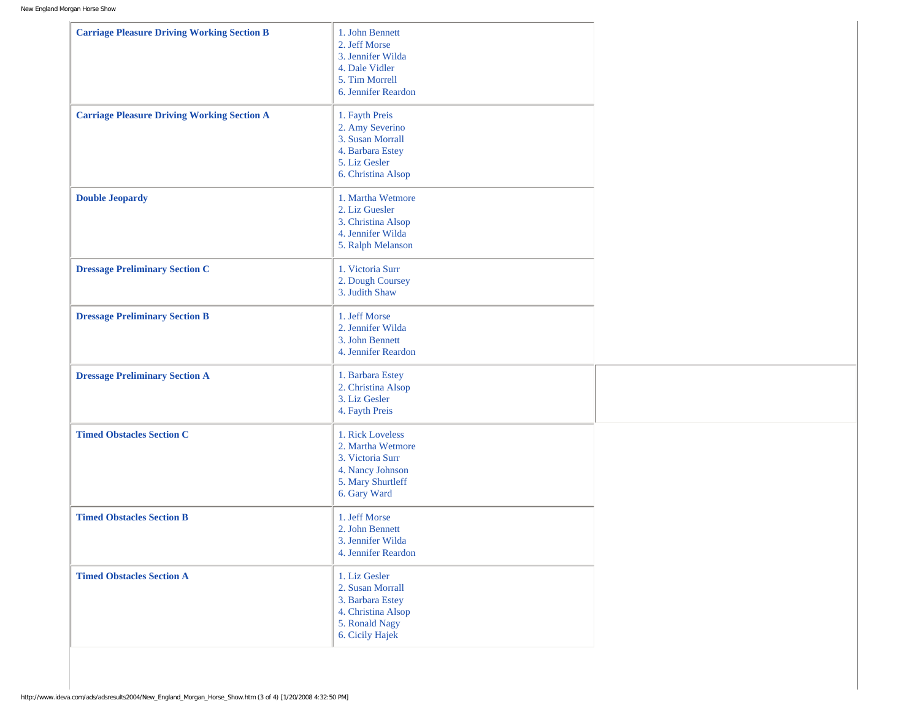| Class | Results |
|---|---|
| **Carriage Pleasure Driving Working Section B** | 1. John Bennett<br>2. Jeff Morse<br>3. Jennifer Wilda<br>4. Dale Vidler<br>5. Tim Morrell<br>6. Jennifer Reardon |
| **Carriage Pleasure Driving Working Section A** | 1. Fayth Preis<br>2. Amy Severino<br>3. Susan Morrall<br>4. Barbara Estey<br>5. Liz Gesler<br>6. Christina Alsop |
| **Double Jeopardy** | 1. Martha Wetmore<br>2. Liz Guesler<br>3. Christina Alsop<br>4. Jennifer Wilda<br>5. Ralph Melanson |
| **Dressage Preliminary Section C** | 1. Victoria Surr<br>2. Dough Coursey<br>3. Judith Shaw |
| **Dressage Preliminary Section B** | 1. Jeff Morse<br>2. Jennifer Wilda<br>3. John Bennett<br>4. Jennifer Reardon |
| **Dressage Preliminary Section A** | 1. Barbara Estey<br>2. Christina Alsop<br>3. Liz Gesler<br>4. Fayth Preis |
| **Timed Obstacles Section C** | 1. Rick Loveless<br>2. Martha Wetmore<br>3. Victoria Surr<br>4. Nancy Johnson<br>5. Mary Shurtleff<br>6. Gary Ward |
| **Timed Obstacles Section B** | 1. Jeff Morse<br>2. John Bennett<br>3. Jennifer Wilda<br>4. Jennifer Reardon |
| **Timed Obstacles Section A** | 1. Liz Gesler<br>2. Susan Morrall<br>3. Barbara Estey<br>4. Christina Alsop<br>5. Ronald Nagy<br>6. Cicily Hajek |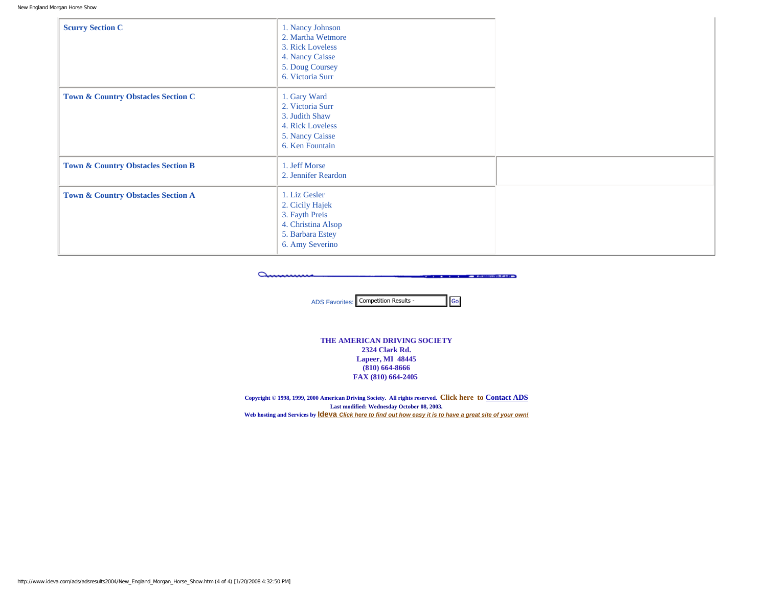| | | |
|---|---|---|
| **Scurry Section C** | 1. Nancy Johnson<br>2. Martha Wetmore<br>3. Rick Loveless<br>4. Nancy Caisse<br>5. Doug Coursey<br>6. Victoria Surr | |
| **Town & Country Obstacles Section C** | 1. Gary Ward<br>2. Victoria Surr<br>3. Judith Shaw<br>4. Rick Loveless<br>5. Nancy Caisse<br>6. Ken Fountain | |
| **Town & Country Obstacles Section B** | 1. Jeff Morse<br>2. Jennifer Reardon | |
| **Town & Country Obstacles Section A** | 1. Liz Gesler<br>2. Cicily Hajek<br>3. Fayth Preis<br>4. Christina Alsop<br>5. Barbara Estey<br>6. Amy Severino | |

ADS Favorites: Competition Results - Go

**THE AMERICAN DRIVING SOCIETY**
**2324 Clark Rd.**
**Lapeer, MI 48445**
**(810) 664-8666**
**FAX (810) 664-2405**

**Copyright © 1998, 1999, 2000 American Driving Society. All rights reserved.** **Click here to Contact ADS**
**Last modified: Wednesday October 08, 2003.**
**Web hosting and Services by Ideva** ***Click here to find out how easy it is to have a great site of your own!***